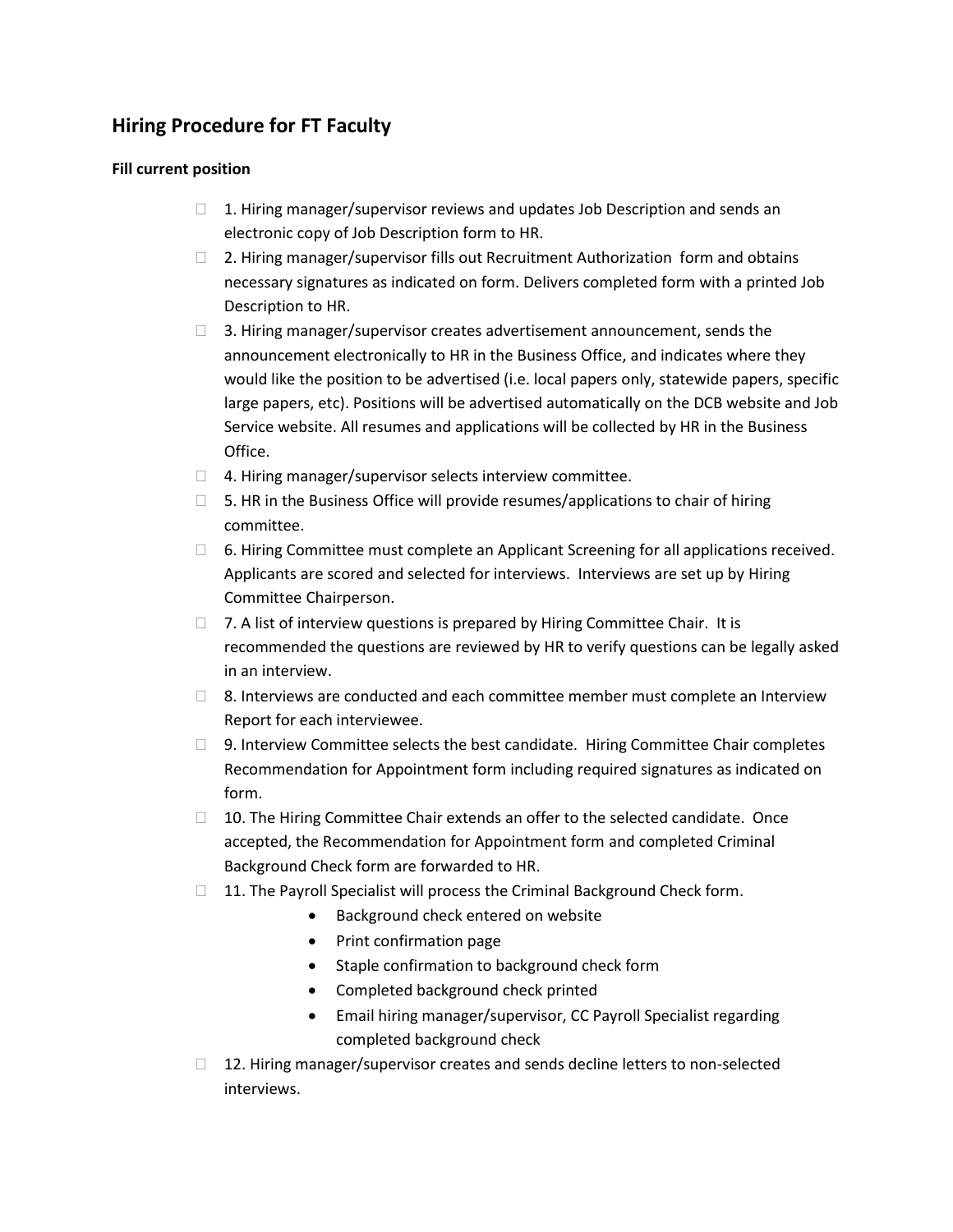## Hiring Procedure for FT Faculty

### Fill current position

- 1. Hiring manager/supervisor reviews and updates Job Description and sends an electronic copy of Job Description form to HR.
- 2. Hiring manager/supervisor fills out Recruitment Authorization form and obtains necessary signatures as indicated on form. Delivers completed form with a printed Job Description to HR.
- 3. Hiring manager/supervisor creates advertisement announcement, sends the announcement electronically to HR in the Business Office, and indicates where they would like the position to be advertised (i.e. local papers only, statewide papers, specific large papers, etc). Positions will be advertised automatically on the DCB website and Job Service website. All resumes and applications will be collected by HR in the Business Office.
- 4. Hiring manager/supervisor selects interview committee.
- 5. HR in the Business Office will provide resumes/applications to chair of hiring committee.
- 6. Hiring Committee must complete an Applicant Screening for all applications received. Applicants are scored and selected for interviews. Interviews are set up by Hiring Committee Chairperson.
- 7. A list of interview questions is prepared by Hiring Committee Chair. It is recommended the questions are reviewed by HR to verify questions can be legally asked in an interview.
- 8. Interviews are conducted and each committee member must complete an Interview Report for each interviewee.
- 9. Interview Committee selects the best candidate. Hiring Committee Chair completes Recommendation for Appointment form including required signatures as indicated on form.
- 10. The Hiring Committee Chair extends an offer to the selected candidate. Once accepted, the Recommendation for Appointment form and completed Criminal Background Check form are forwarded to HR.
- 11. The Payroll Specialist will process the Criminal Background Check form.
    - Background check entered on website
    - Print confirmation page
    - Staple confirmation to background check form
    - Completed background check printed
    - Email hiring manager/supervisor, CC Payroll Specialist regarding completed background check
- 12. Hiring manager/supervisor creates and sends decline letters to non-selected interviews.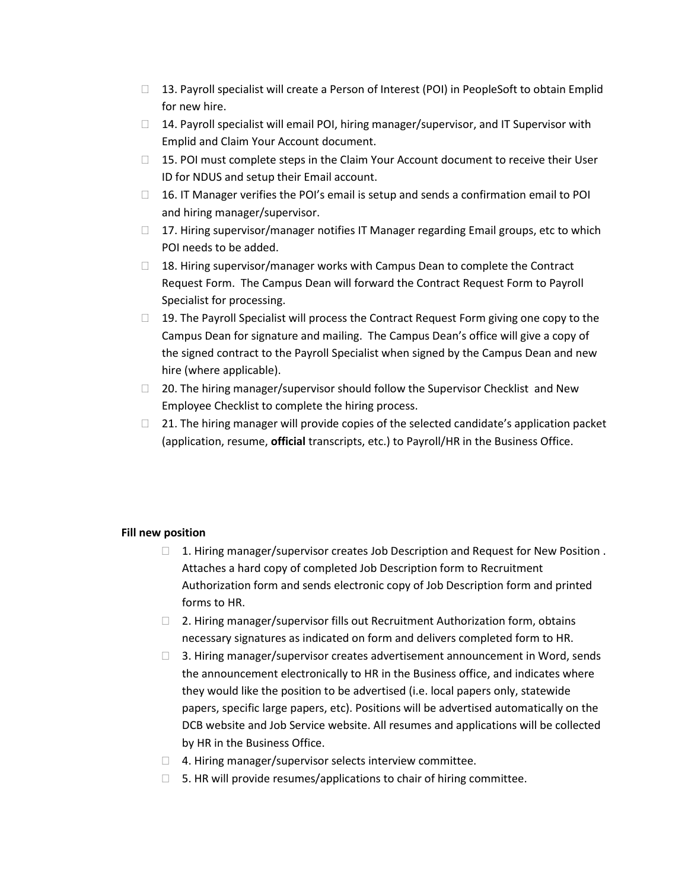- 13. Payroll specialist will create a Person of Interest (POI) in PeopleSoft to obtain Emplid for new hire.
- 14. Payroll specialist will email POI, hiring manager/supervisor, and IT Supervisor with Emplid and Claim Your Account document.
- 15. POI must complete steps in the Claim Your Account document to receive their User ID for NDUS and setup their Email account.
- 16. IT Manager verifies the POI's email is setup and sends a confirmation email to POI and hiring manager/supervisor.
- 17. Hiring supervisor/manager notifies IT Manager regarding Email groups, etc to which POI needs to be added.
- 18. Hiring supervisor/manager works with Campus Dean to complete the Contract Request Form. The Campus Dean will forward the Contract Request Form to Payroll Specialist for processing.
- 19. The Payroll Specialist will process the Contract Request Form giving one copy to the Campus Dean for signature and mailing. The Campus Dean's office will give a copy of the signed contract to the Payroll Specialist when signed by the Campus Dean and new hire (where applicable).
- 20. The hiring manager/supervisor should follow the Supervisor Checklist and New Employee Checklist to complete the hiring process.
- 21. The hiring manager will provide copies of the selected candidate's application packet (application, resume, **official** transcripts, etc.) to Payroll/HR in the Business Office.

**Fill new position**

- 1. Hiring manager/supervisor creates Job Description and Request for New Position . Attaches a hard copy of completed Job Description form to Recruitment Authorization form and sends electronic copy of Job Description form and printed forms to HR.
- 2. Hiring manager/supervisor fills out Recruitment Authorization form, obtains necessary signatures as indicated on form and delivers completed form to HR.
- 3. Hiring manager/supervisor creates advertisement announcement in Word, sends the announcement electronically to HR in the Business office, and indicates where they would like the position to be advertised (i.e. local papers only, statewide papers, specific large papers, etc). Positions will be advertised automatically on the DCB website and Job Service website. All resumes and applications will be collected by HR in the Business Office.
- 4. Hiring manager/supervisor selects interview committee.
- 5. HR will provide resumes/applications to chair of hiring committee.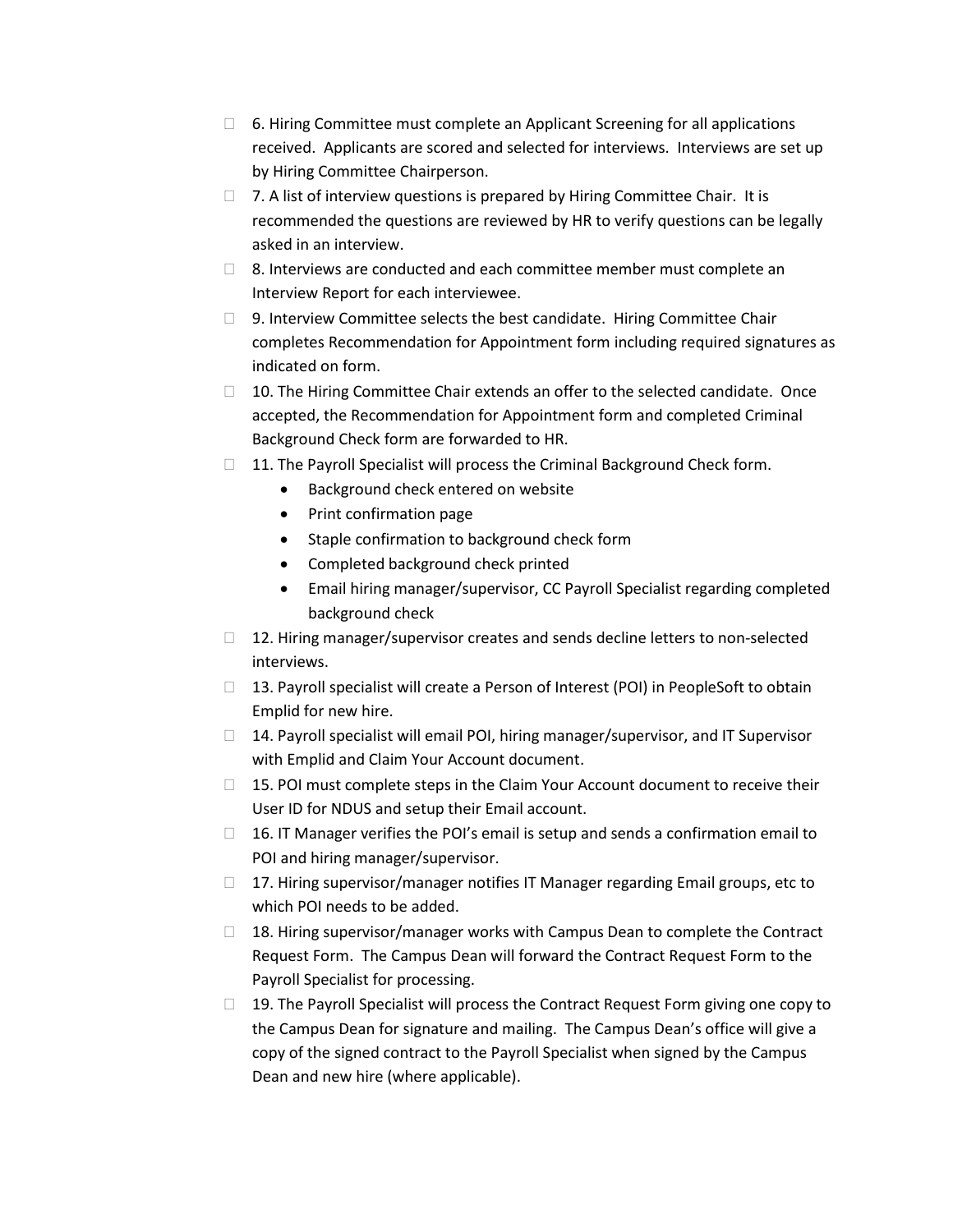- 6. Hiring Committee must complete an Applicant Screening for all applications received. Applicants are scored and selected for interviews. Interviews are set up by Hiring Committee Chairperson.
- 7. A list of interview questions is prepared by Hiring Committee Chair. It is recommended the questions are reviewed by HR to verify questions can be legally asked in an interview.
- 8. Interviews are conducted and each committee member must complete an Interview Report for each interviewee.
- 9. Interview Committee selects the best candidate. Hiring Committee Chair completes Recommendation for Appointment form including required signatures as indicated on form.
- 10. The Hiring Committee Chair extends an offer to the selected candidate. Once accepted, the Recommendation for Appointment form and completed Criminal Background Check form are forwarded to HR.
- 11. The Payroll Specialist will process the Criminal Background Check form.
    - Background check entered on website
    - Print confirmation page
    - Staple confirmation to background check form
    - Completed background check printed
    - Email hiring manager/supervisor, CC Payroll Specialist regarding completed background check
- 12. Hiring manager/supervisor creates and sends decline letters to non-selected interviews.
- 13. Payroll specialist will create a Person of Interest (POI) in PeopleSoft to obtain Emplid for new hire.
- 14. Payroll specialist will email POI, hiring manager/supervisor, and IT Supervisor with Emplid and Claim Your Account document.
- 15. POI must complete steps in the Claim Your Account document to receive their User ID for NDUS and setup their Email account.
- 16. IT Manager verifies the POI's email is setup and sends a confirmation email to POI and hiring manager/supervisor.
- 17. Hiring supervisor/manager notifies IT Manager regarding Email groups, etc to which POI needs to be added.
- 18. Hiring supervisor/manager works with Campus Dean to complete the Contract Request Form. The Campus Dean will forward the Contract Request Form to the Payroll Specialist for processing.
- 19. The Payroll Specialist will process the Contract Request Form giving one copy to the Campus Dean for signature and mailing. The Campus Dean's office will give a copy of the signed contract to the Payroll Specialist when signed by the Campus Dean and new hire (where applicable).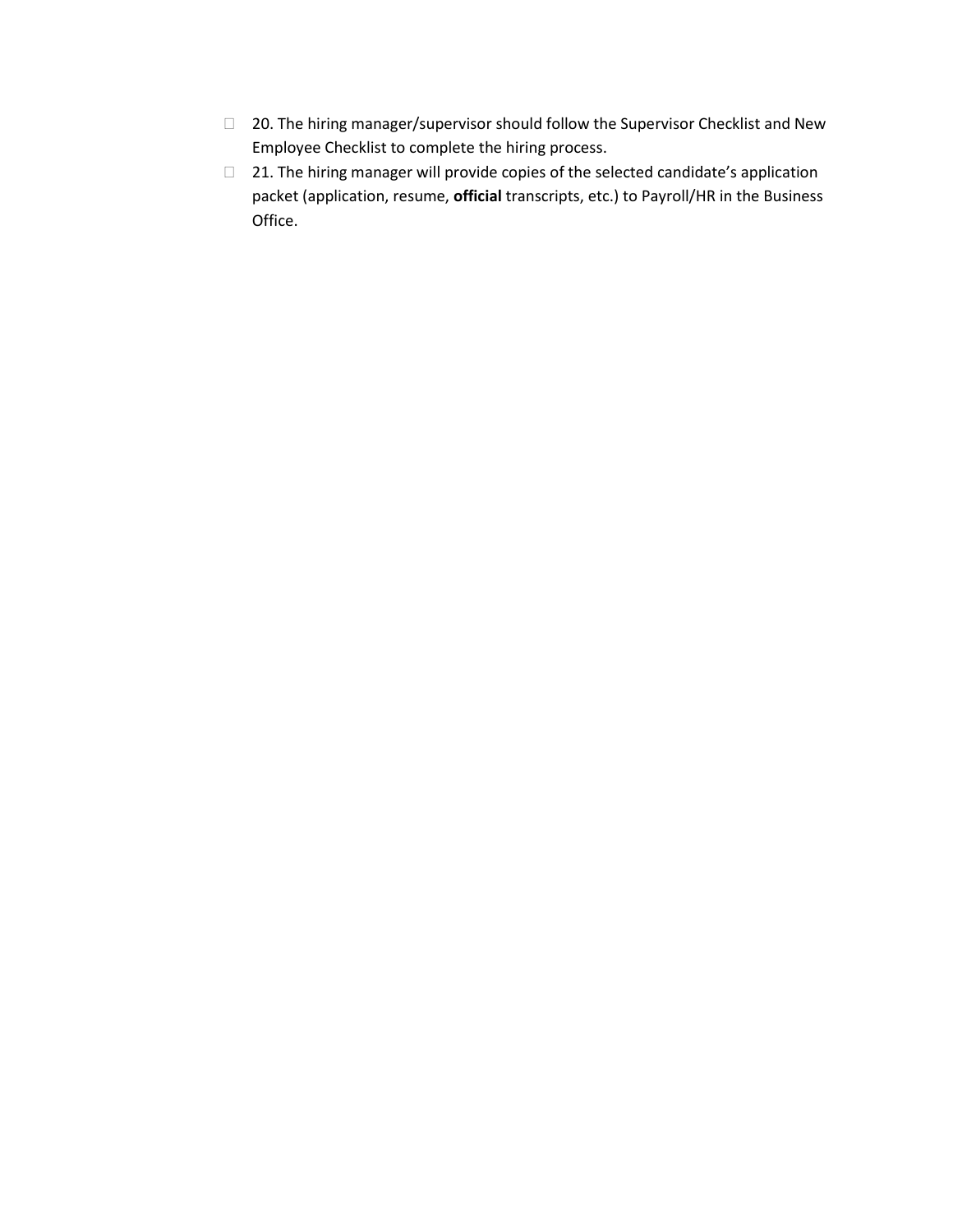- 20. The hiring manager/supervisor should follow the Supervisor Checklist and New Employee Checklist to complete the hiring process.
- 21. The hiring manager will provide copies of the selected candidate's application packet (application, resume, **official** transcripts, etc.) to Payroll/HR in the Business Office.